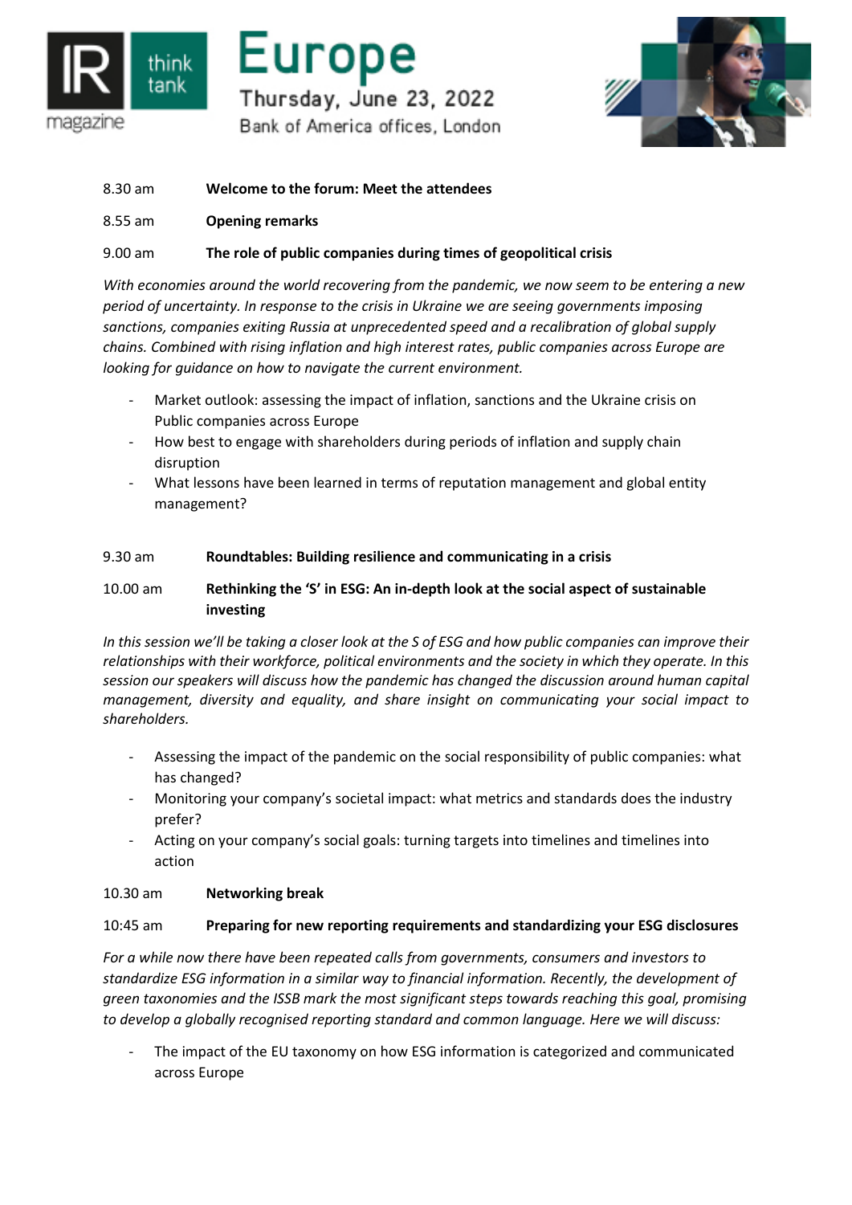# IR magazine think tank Europe

**Thursday, June 23, 2022**

Bank of America offices, London

8.30 am **Welcome to the forum: Meet the attendees**

8.55 am **Opening remarks**

9.00 am **The role of public companies during times of geopolitical crisis**

*With economies around the world recovering from the pandemic, we now seem to be entering a new period of uncertainty. In response to the crisis in Ukraine we are seeing governments imposing sanctions, companies exiting Russia at unprecedented speed and a recalibration of global supply chains. Combined with rising inflation and high interest rates, public companies across Europe are looking for guidance on how to navigate the current environment.*

- Market outlook: assessing the impact of inflation, sanctions and the Ukraine crisis on Public companies across Europe
- How best to engage with shareholders during periods of inflation and supply chain disruption
- What lessons have been learned in terms of reputation management and global entity management?

9.30 am **Roundtables: Building resilience and communicating in a crisis**

10.00 am **Rethinking the 'S' in ESG: An in-depth look at the social aspect of sustainable investing**

*In this session we'll be taking a closer look at the S of ESG and how public companies can improve their relationships with their workforce, political environments and the society in which they operate. In this session our speakers will discuss how the pandemic has changed the discussion around human capital management, diversity and equality, and share insight on communicating your social impact to shareholders.*

- Assessing the impact of the pandemic on the social responsibility of public companies: what has changed?
- Monitoring your company's societal impact: what metrics and standards does the industry prefer?
- Acting on your company's social goals: turning targets into timelines and timelines into action

10.30 am **Networking break**

10:45 am **Preparing for new reporting requirements and standardizing your ESG disclosures**

*For a while now there have been repeated calls from governments, consumers and investors to standardize ESG information in a similar way to financial information. Recently, the development of green taxonomies and the ISSB mark the most significant steps towards reaching this goal, promising to develop a globally recognised reporting standard and common language. Here we will discuss:*

- The impact of the EU taxonomy on how ESG information is categorized and communicated across Europe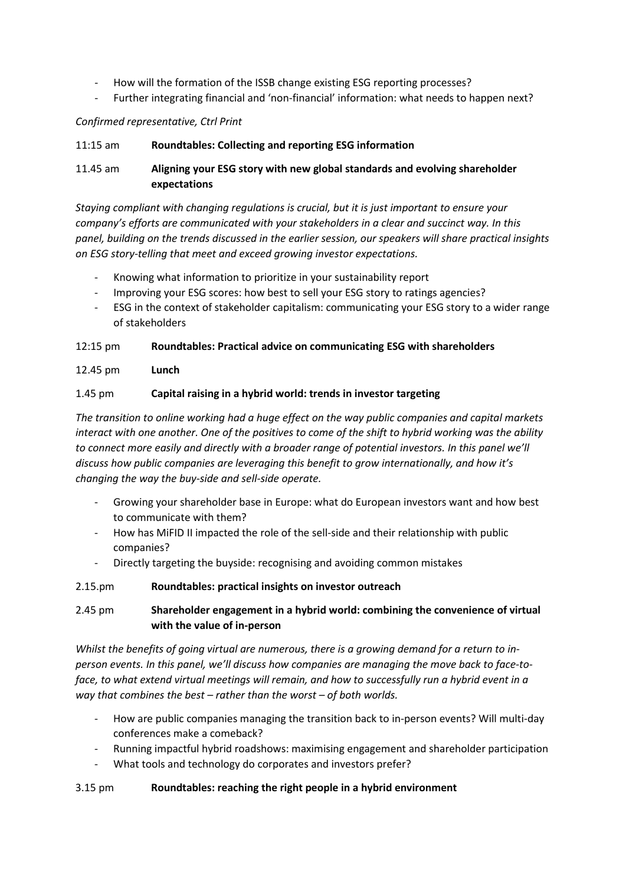- How will the formation of the ISSB change existing ESG reporting processes?
- Further integrating financial and 'non-financial' information: what needs to happen next?

*Confirmed representative, Ctrl Print*

11:15 am **Roundtables: Collecting and reporting ESG information**

11.45 am **Aligning your ESG story with new global standards and evolving shareholder expectations**

*Staying compliant with changing regulations is crucial, but it is just important to ensure your company's efforts are communicated with your stakeholders in a clear and succinct way. In this panel, building on the trends discussed in the earlier session, our speakers will share practical insights on ESG story-telling that meet and exceed growing investor expectations.*

- Knowing what information to prioritize in your sustainability report
- Improving your ESG scores: how best to sell your ESG story to ratings agencies?
- ESG in the context of stakeholder capitalism: communicating your ESG story to a wider range of stakeholders

12:15 pm **Roundtables: Practical advice on communicating ESG with shareholders**

12.45 pm **Lunch**

1.45 pm **Capital raising in a hybrid world: trends in investor targeting**

*The transition to online working had a huge effect on the way public companies and capital markets interact with one another. One of the positives to come of the shift to hybrid working was the ability to connect more easily and directly with a broader range of potential investors. In this panel we'll discuss how public companies are leveraging this benefit to grow internationally, and how it's changing the way the buy-side and sell-side operate.*

- Growing your shareholder base in Europe: what do European investors want and how best to communicate with them?
- How has MiFID II impacted the role of the sell-side and their relationship with public companies?
- Directly targeting the buyside: recognising and avoiding common mistakes

2.15.pm **Roundtables: practical insights on investor outreach**

2.45 pm **Shareholder engagement in a hybrid world: combining the convenience of virtual with the value of in-person**

*Whilst the benefits of going virtual are numerous, there is a growing demand for a return to in-person events. In this panel, we'll discuss how companies are managing the move back to face-to-face, to what extend virtual meetings will remain, and how to successfully run a hybrid event in a way that combines the best – rather than the worst – of both worlds.*

- How are public companies managing the transition back to in-person events? Will multi-day conferences make a comeback?
- Running impactful hybrid roadshows: maximising engagement and shareholder participation
- What tools and technology do corporates and investors prefer?

3.15 pm **Roundtables: reaching the right people in a hybrid environment**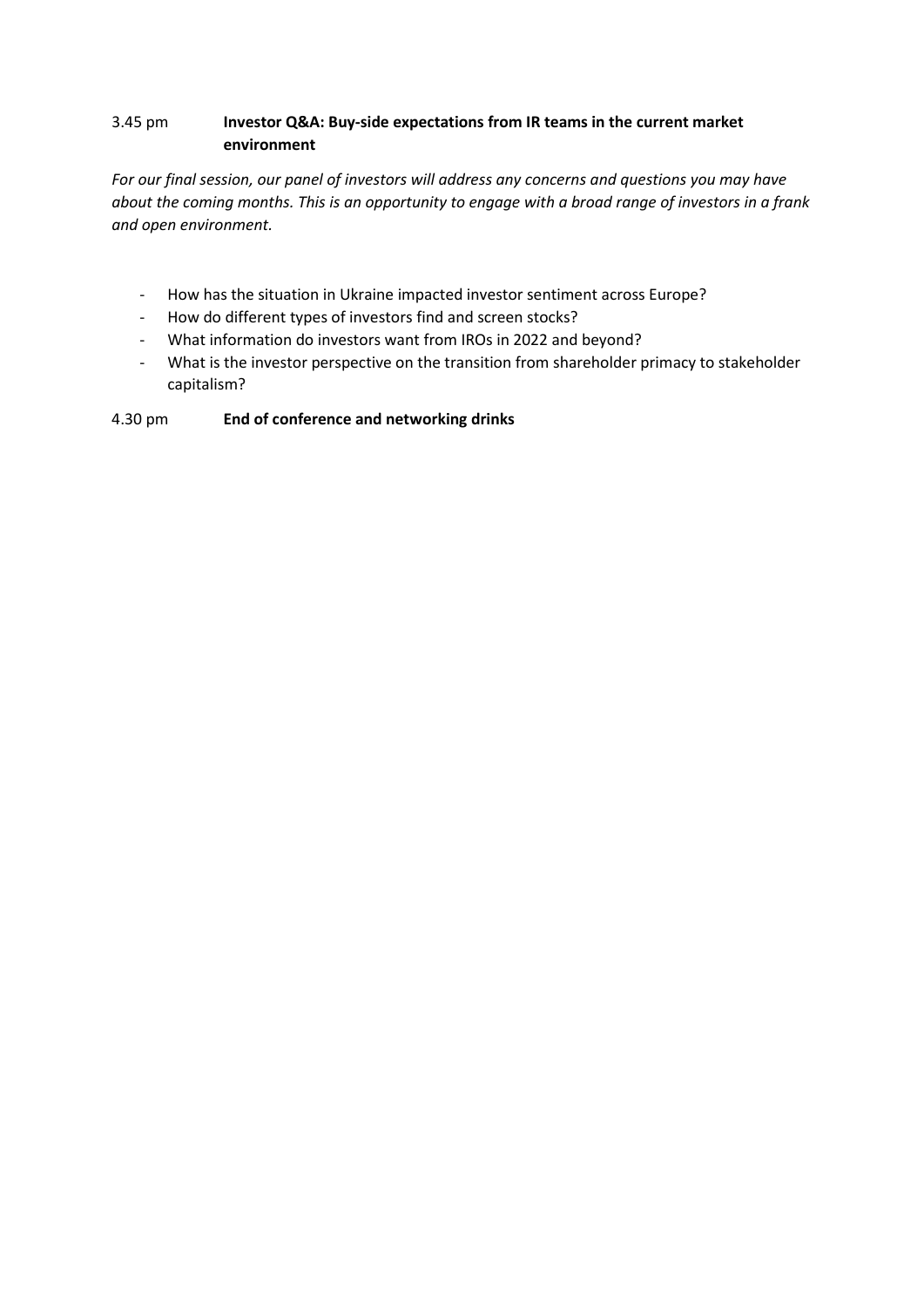3.45 pm **Investor Q&A: Buy-side expectations from IR teams in the current market environment**

*For our final session, our panel of investors will address any concerns and questions you may have about the coming months. This is an opportunity to engage with a broad range of investors in a frank and open environment.*

- How has the situation in Ukraine impacted investor sentiment across Europe?
- How do different types of investors find and screen stocks?
- What information do investors want from IROs in 2022 and beyond?
- What is the investor perspective on the transition from shareholder primacy to stakeholder capitalism?

4.30 pm **End of conference and networking drinks**